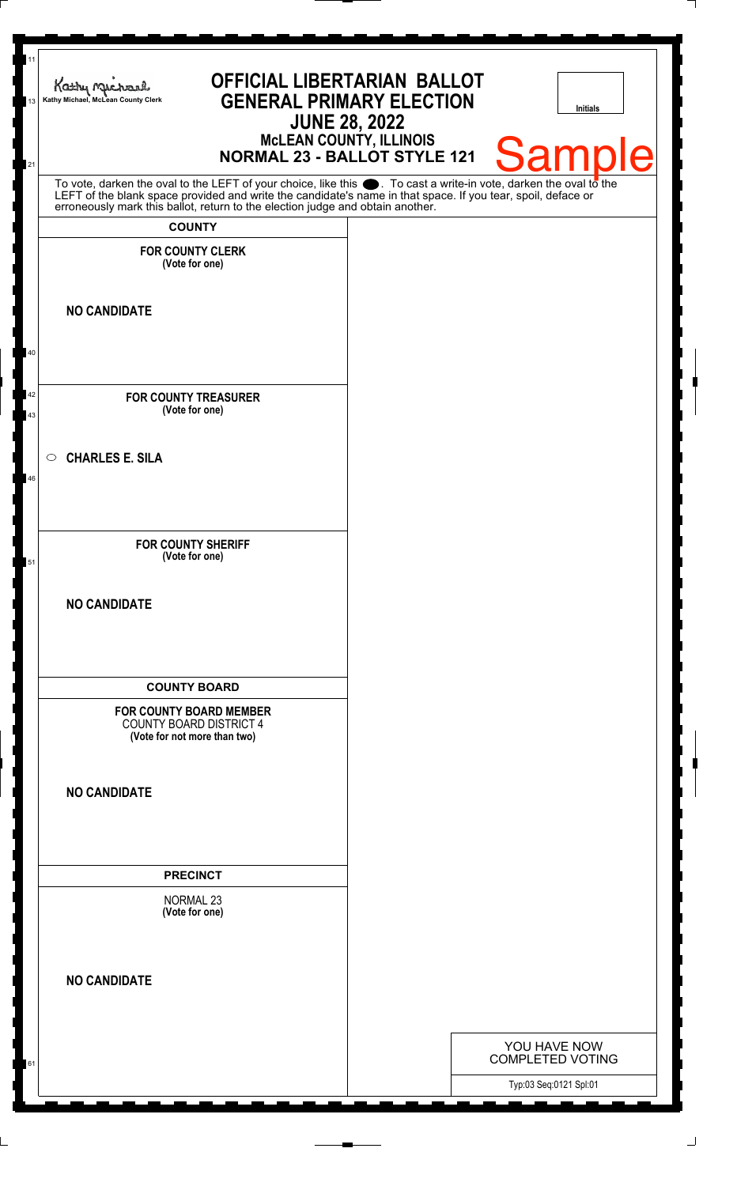Kathy Michael, McLean County Clerk

# OFFICIAL LIBERTARIAN BALLOT
# GENERAL PRIMARY ELECTION
## JUNE 28, 2022
### McLEAN COUNTY, ILLINOIS
### NORMAL 23 - BALLOT STYLE 121

Initials

Sample

To vote, darken the oval to the LEFT of your choice, like this ●. To cast a write-in vote, darken the oval to the LEFT of the blank space provided and write the candidate's name in that space. If you tear, spoil, deface or erroneously mark this ballot, return to the election judge and obtain another.

## COUNTY

**FOR COUNTY CLERK**
**(Vote for one)**

**NO CANDIDATE**

**FOR COUNTY TREASURER**
**(Vote for one)**

○ **CHARLES E. SILA**

**FOR COUNTY SHERIFF**
**(Vote for one)**

**NO CANDIDATE**

## COUNTY BOARD

**FOR COUNTY BOARD MEMBER**
COUNTY BOARD DISTRICT 4
**(Vote for not more than two)**

**NO CANDIDATE**

## PRECINCT

NORMAL 23
**(Vote for one)**

**NO CANDIDATE**

YOU HAVE NOW COMPLETED VOTING

Typ:03 Seq:0121 Spl:01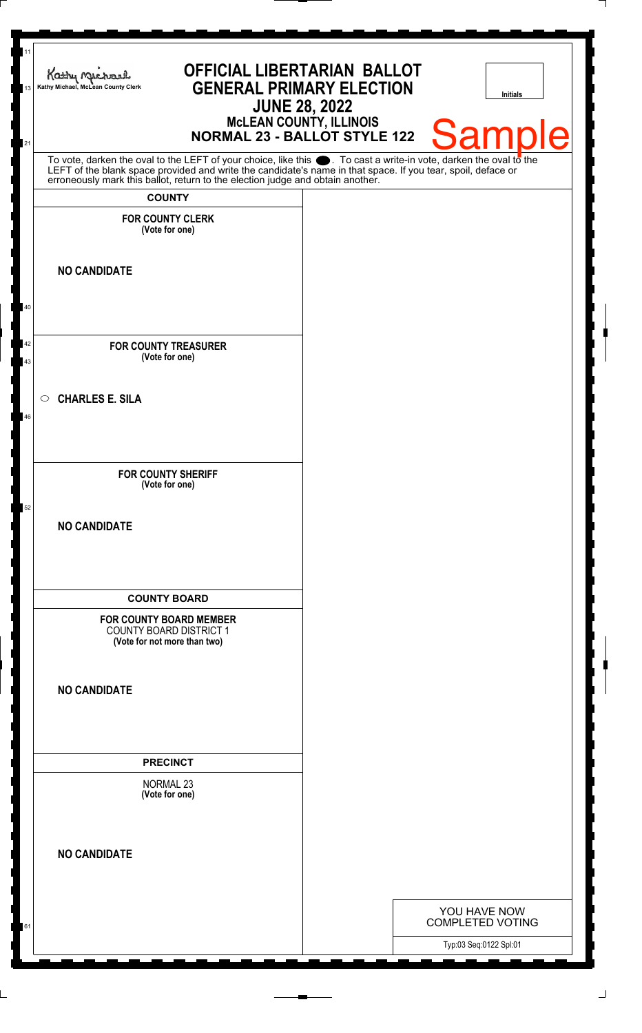Kathy Michael, McLean County Clerk

# OFFICIAL LIBERTARIAN BALLOT
# GENERAL PRIMARY ELECTION
## JUNE 28, 2022
### McLEAN COUNTY, ILLINOIS
### NORMAL 23 - BALLOT STYLE 122

Initials

Sample

To vote, darken the oval to the LEFT of your choice, like this ●. To cast a write-in vote, darken the oval to the LEFT of the blank space provided and write the candidate's name in that space. If you tear, spoil, deface or erroneously mark this ballot, return to the election judge and obtain another.

**COUNTY**

**FOR COUNTY CLERK**
**(Vote for one)**

**NO CANDIDATE**

**FOR COUNTY TREASURER**
**(Vote for one)**

○ **CHARLES E. SILA**

**FOR COUNTY SHERIFF**
**(Vote for one)**

**NO CANDIDATE**

**COUNTY BOARD**

**FOR COUNTY BOARD MEMBER**
COUNTY BOARD DISTRICT 1
**(Vote for not more than two)**

**NO CANDIDATE**

**PRECINCT**

NORMAL 23
**(Vote for one)**

**NO CANDIDATE**

YOU HAVE NOW COMPLETED VOTING

Typ:03 Seq:0122 Spl:01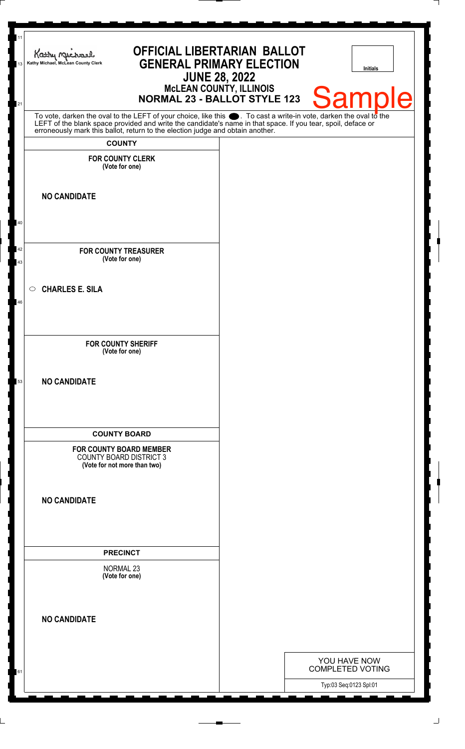Kathy Michael, McLean County Clerk

# OFFICIAL LIBERTARIAN BALLOT
## GENERAL PRIMARY ELECTION
## JUNE 28, 2022
### McLEAN COUNTY, ILLINOIS
### NORMAL 23 - BALLOT STYLE 123

Initials

Sample

To vote, darken the oval to the LEFT of your choice, like this ⬤. To cast a write-in vote, darken the oval to the LEFT of the blank space provided and write the candidate's name in that space. If you tear, spoil, deface or erroneously mark this ballot, return to the election judge and obtain another.

**COUNTY**

**FOR COUNTY CLERK**
**(Vote for one)**

**NO CANDIDATE**

**FOR COUNTY TREASURER**
**(Vote for one)**

○ **CHARLES E. SILA**

**FOR COUNTY SHERIFF**
**(Vote for one)**

**NO CANDIDATE**

**COUNTY BOARD**

**FOR COUNTY BOARD MEMBER**
COUNTY BOARD DISTRICT 3
**(Vote for not more than two)**

**NO CANDIDATE**

**PRECINCT**

NORMAL 23
**(Vote for one)**

**NO CANDIDATE**

YOU HAVE NOW COMPLETED VOTING

Typ:03 Seq:0123 Spl:01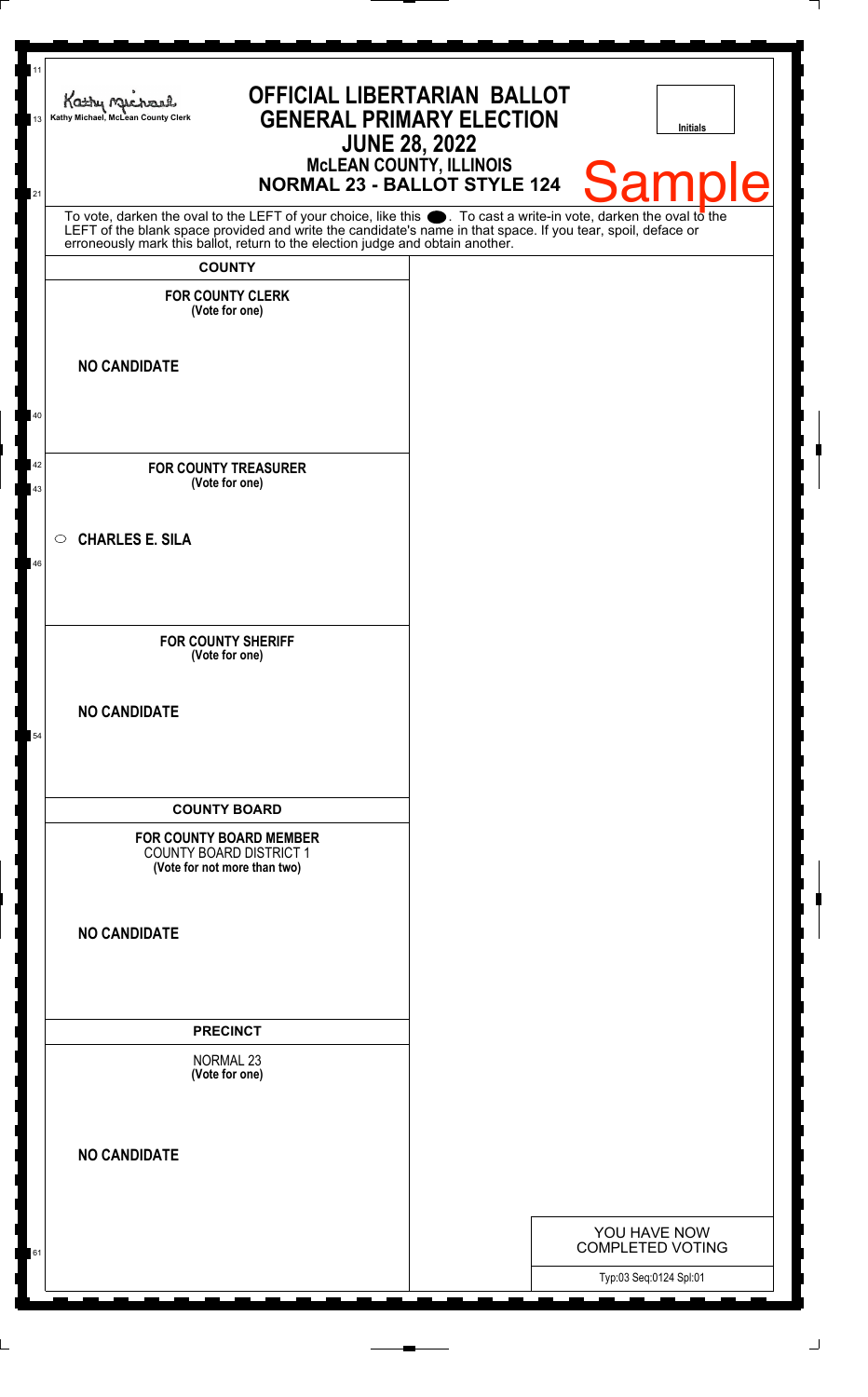Kathy Michael, McLean County Clerk

# OFFICIAL LIBERTARIAN BALLOT
## GENERAL PRIMARY ELECTION
## JUNE 28, 2022
### McLEAN COUNTY, ILLINOIS
### NORMAL 23 - BALLOT STYLE 124

Initials

Sample

To vote, darken the oval to the LEFT of your choice, like this ⬬. To cast a write-in vote, darken the oval to the LEFT of the blank space provided and write the candidate's name in that space. If you tear, spoil, deface or erroneously mark this ballot, return to the election judge and obtain another.

**COUNTY**

**FOR COUNTY CLERK**
**(Vote for one)**

**NO CANDIDATE**

**FOR COUNTY TREASURER**
**(Vote for one)**

○ **CHARLES E. SILA**

**FOR COUNTY SHERIFF**
**(Vote for one)**

**NO CANDIDATE**

**COUNTY BOARD**

**FOR COUNTY BOARD MEMBER**
COUNTY BOARD DISTRICT 1
**(Vote for not more than two)**

**NO CANDIDATE**

**PRECINCT**

NORMAL 23
**(Vote for one)**

**NO CANDIDATE**

YOU HAVE NOW COMPLETED VOTING

Typ:03 Seq:0124 Spl:01